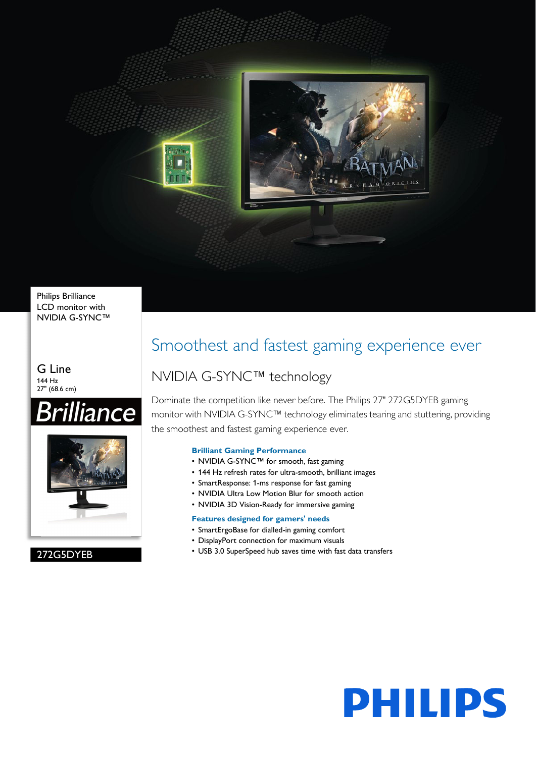Philips Brilliance
LCD monitor with
NVIDIA G-SYNC™

G Line
144 Hz
27" (68.6 cm)

Brilliance

272G5DYEB

# Smoothest and fastest gaming experience ever

## NVIDIA G-SYNC™ technology

Dominate the competition like never before. The Philips 27" 272G5DYEB gaming monitor with NVIDIA G-SYNC™ technology eliminates tearing and stuttering, providing the smoothest and fastest gaming experience ever.

### Brilliant Gaming Performance

- NVIDIA G-SYNC™ for smooth, fast gaming
- 144 Hz refresh rates for ultra-smooth, brilliant images
- SmartResponse: 1-ms response for fast gaming
- NVIDIA Ultra Low Motion Blur for smooth action
- NVIDIA 3D Vision-Ready for immersive gaming

### Features designed for gamers' needs

- SmartErgoBase for dialled-in gaming comfort
- DisplayPort connection for maximum visuals
- USB 3.0 SuperSpeed hub saves time with fast data transfers

PHILIPS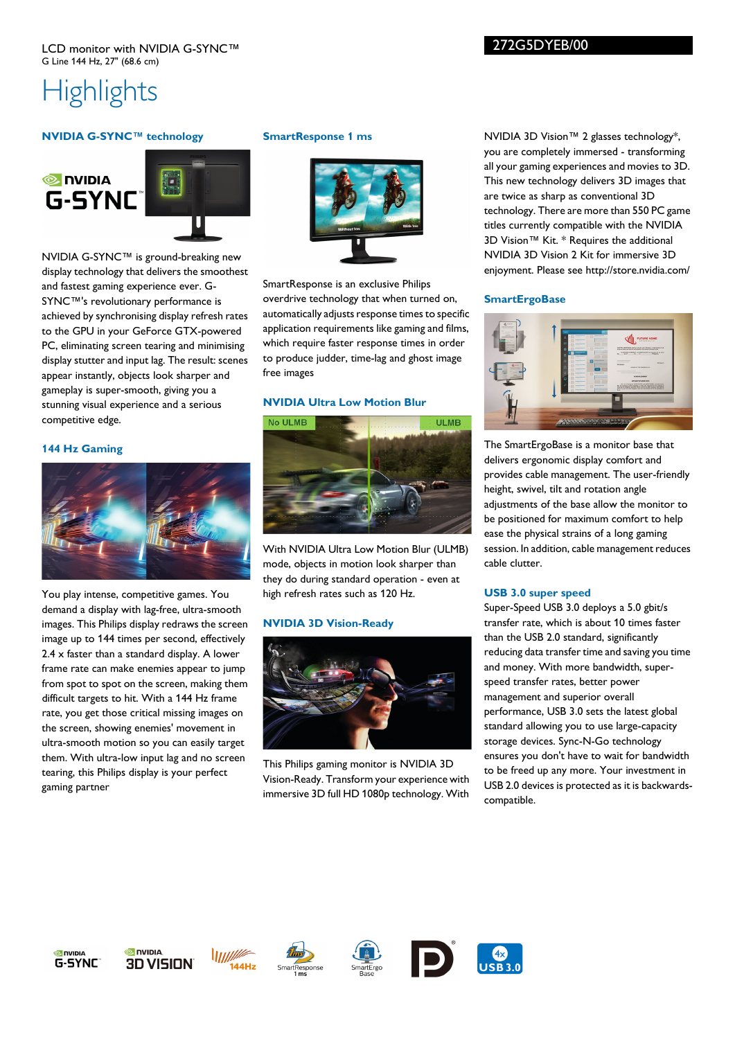LCD monitor with NVIDIA G-SYNC™
G Line 144 Hz, 27" (68.6 cm)

272G5DYEB/00

# Highlights

### NVIDIA G-SYNC™ technology

NVIDIA G-SYNC™ is ground-breaking new display technology that delivers the smoothest and fastest gaming experience ever. G-SYNC™'s revolutionary performance is achieved by synchronising display refresh rates to the GPU in your GeForce GTX-powered PC, eliminating screen tearing and minimising display stutter and input lag. The result: scenes appear instantly, objects look sharper and gameplay is super-smooth, giving you a stunning visual experience and a serious competitive edge.

### 144 Hz Gaming

You play intense, competitive games. You demand a display with lag-free, ultra-smooth images. This Philips display redraws the screen image up to 144 times per second, effectively 2.4 x faster than a standard display. A lower frame rate can make enemies appear to jump from spot to spot on the screen, making them difficult targets to hit. With a 144 Hz frame rate, you get those critical missing images on the screen, showing enemies' movement in ultra-smooth motion so you can easily target them. With ultra-low input lag and no screen tearing, this Philips display is your perfect gaming partner

### SmartResponse 1 ms

SmartResponse is an exclusive Philips overdrive technology that when turned on, automatically adjusts response times to specific application requirements like gaming and films, which require faster response times in order to produce judder, time-lag and ghost image free images

### NVIDIA Ultra Low Motion Blur

With NVIDIA Ultra Low Motion Blur (ULMB) mode, objects in motion look sharper than they do during standard operation - even at high refresh rates such as 120 Hz.

### NVIDIA 3D Vision-Ready

This Philips gaming monitor is NVIDIA 3D Vision-Ready. Transform your experience with immersive 3D full HD 1080p technology. With NVIDIA 3D Vision™ 2 glasses technology*, you are completely immersed - transforming all your gaming experiences and movies to 3D. This new technology delivers 3D images that are twice as sharp as conventional 3D technology. There are more than 550 PC game titles currently compatible with the NVIDIA 3D Vision™ Kit. * Requires the additional NVIDIA 3D Vision 2 Kit for immersive 3D enjoyment. Please see http://store.nvidia.com/

### SmartErgoBase

The SmartErgoBase is a monitor base that delivers ergonomic display comfort and provides cable management. The user-friendly height, swivel, tilt and rotation angle adjustments of the base allow the monitor to be positioned for maximum comfort to help ease the physical strains of a long gaming session. In addition, cable management reduces cable clutter.

### USB 3.0 super speed

Super-Speed USB 3.0 deploys a 5.0 gbit/s transfer rate, which is about 10 times faster than the USB 2.0 standard, significantly reducing data transfer time and saving you time and money. With more bandwidth, super-speed transfer rates, better power management and superior overall performance, USB 3.0 sets the latest global standard allowing you to use large-capacity storage devices. Sync-N-Go technology ensures you don't have to wait for bandwidth to be freed up any more. Your investment in USB 2.0 devices is protected as it is backwards-compatible.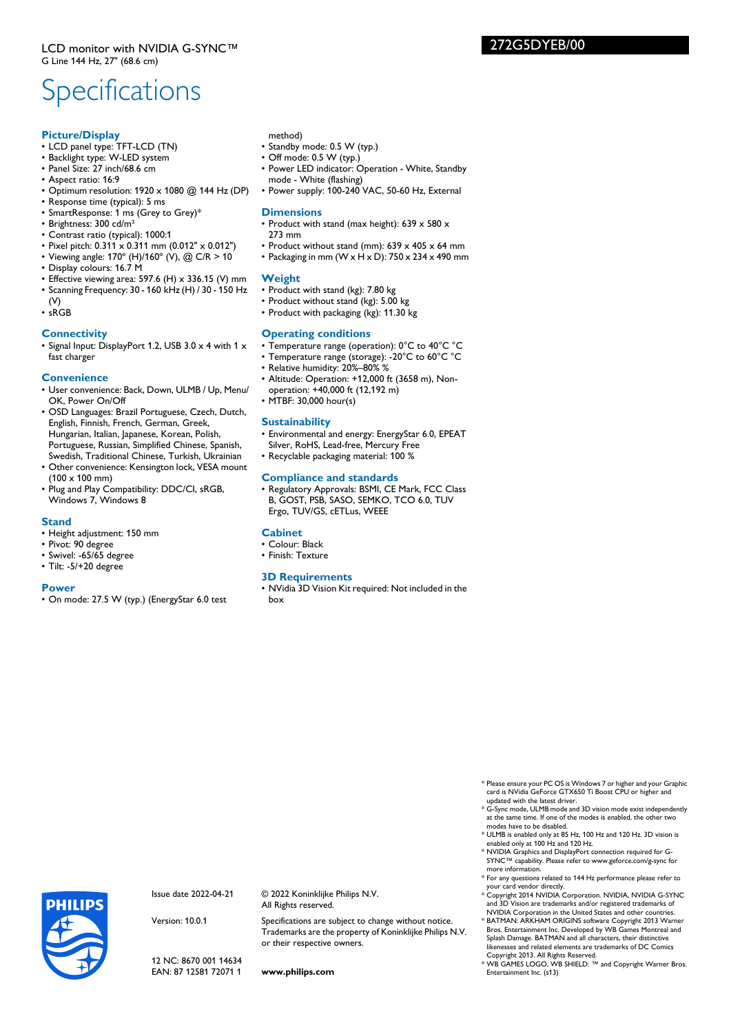LCD monitor with NVIDIA G-SYNC™
G Line 144 Hz, 27" (68.6 cm)

272G5DYEB/00

# Specifications

## Picture/Display

- LCD panel type: TFT-LCD (TN)
- Backlight type: W-LED system
- Panel Size: 27 inch/68.6 cm
- Aspect ratio: 16:9
- Optimum resolution: 1920 x 1080 @ 144 Hz (DP)
- Response time (typical): 5 ms
- SmartResponse: 1 ms (Grey to Grey)*
- Brightness: 300 cd/m²
- Contrast ratio (typical): 1000:1
- Pixel pitch: 0.311 x 0.311 mm (0.012" x 0.012")
- Viewing angle: 170° (H)/160° (V), @ C/R > 10
- Display colours: 16.7 M
- Effective viewing area: 597.6 (H) x 336.15 (V) mm
- Scanning Frequency: 30 - 160 kHz (H) / 30 - 150 Hz (V)
- sRGB

## Connectivity

- Signal Input: DisplayPort 1.2, USB 3.0 x 4 with 1 x fast charger

## Convenience

- User convenience: Back, Down, ULMB / Up, Menu/OK, Power On/Off
- OSD Languages: Brazil Portuguese, Czech, Dutch, English, Finnish, French, German, Greek, Hungarian, Italian, Japanese, Korean, Polish, Portuguese, Russian, Simplified Chinese, Spanish, Swedish, Traditional Chinese, Turkish, Ukrainian
- Other convenience: Kensington lock, VESA mount (100 x 100 mm)
- Plug and Play Compatibility: DDC/CI, sRGB, Windows 7, Windows 8

## Stand

- Height adjustment: 150 mm
- Pivot: 90 degree
- Swivel: -65/65 degree
- Tilt: -5/+20 degree

## Power

- On mode: 27.5 W (typ.) (EnergyStar 6.0 test method)
- Standby mode: 0.5 W (typ.)
- Off mode: 0.5 W (typ.)
- Power LED indicator: Operation - White, Standby mode - White (flashing)
- Power supply: 100-240 VAC, 50-60 Hz, External

## Dimensions

- Product with stand (max height): 639 x 580 x 273 mm
- Product without stand (mm): 639 x 405 x 64 mm
- Packaging in mm (W x H x D): 750 x 234 x 490 mm

## Weight

- Product with stand (kg): 7.80 kg
- Product without stand (kg): 5.00 kg
- Product with packaging (kg): 11.30 kg

## Operating conditions

- Temperature range (operation): 0°C to 40°C °C
- Temperature range (storage): -20°C to 60°C °C
- Relative humidity: 20%–80% %
- Altitude: Operation: +12,000 ft (3658 m), Non-operation: +40,000 ft (12,192 m)
- MTBF: 30,000 hour(s)

## Sustainability

- Environmental and energy: EnergyStar 6.0, EPEAT Silver, RoHS, Lead-free, Mercury Free
- Recyclable packaging material: 100 %

## Compliance and standards

- Regulatory Approvals: BSMI, CE Mark, FCC Class B, GOST, PSB, SASO, SEMKO, TCO 6.0, TUV Ergo, TUV/GS, cETLus, WEEE

## Cabinet

- Colour: Black
- Finish: Texture

## 3D Requirements

- NVidia 3D Vision Kit required: Not included in the box

Issue date 2022-04-21

Version: 10.0.1

12 NC: 8670 001 14634
EAN: 87 12581 72071 1

© 2022 Koninklijke Philips N.V.
All Rights reserved.

Specifications are subject to change without notice. Trademarks are the property of Koninklijke Philips N.V. or their respective owners.

www.philips.com

\* Please ensure your PC OS is Windows 7 or higher and your Graphic card is NVidia GeForce GTX650 Ti Boost CPU or higher and updated with the latest driver.
\* G-Sync mode, ULMB mode and 3D vision mode exist independently at the same time. If one of the modes is enabled, the other two modes have to be disabled.
\* ULMB is enabled only at 85 Hz, 100 Hz and 120 Hz. 3D vision is enabled only at 100 Hz and 120 Hz.
\* NVIDIA Graphics and DisplayPort connection required for G-SYNC™ capability. Please refer to www.geforce.com/g-sync for more information.
\* For any questions related to 144 Hz performance please refer to your card vendor directly.
\* Copyright 2014 NVIDIA Corporation. NVIDIA, NVIDIA G-SYNC and 3D Vision are trademarks and/or registered trademarks of NVIDIA Corporation in the United States and other countries.
\* BATMAN: ARKHAM ORIGINS software Copyright 2013 Warner Bros. Entertainment Inc. Developed by WB Games Montreal and Splash Damage. BATMAN and all characters, their distinctive likenesses and related elements are trademarks of DC Comics Copyright 2013. All Rights Reserved.
\* WB GAMES LOGO, WB SHIELD: ™ and Copyright Warner Bros. Entertainment Inc. (s13)